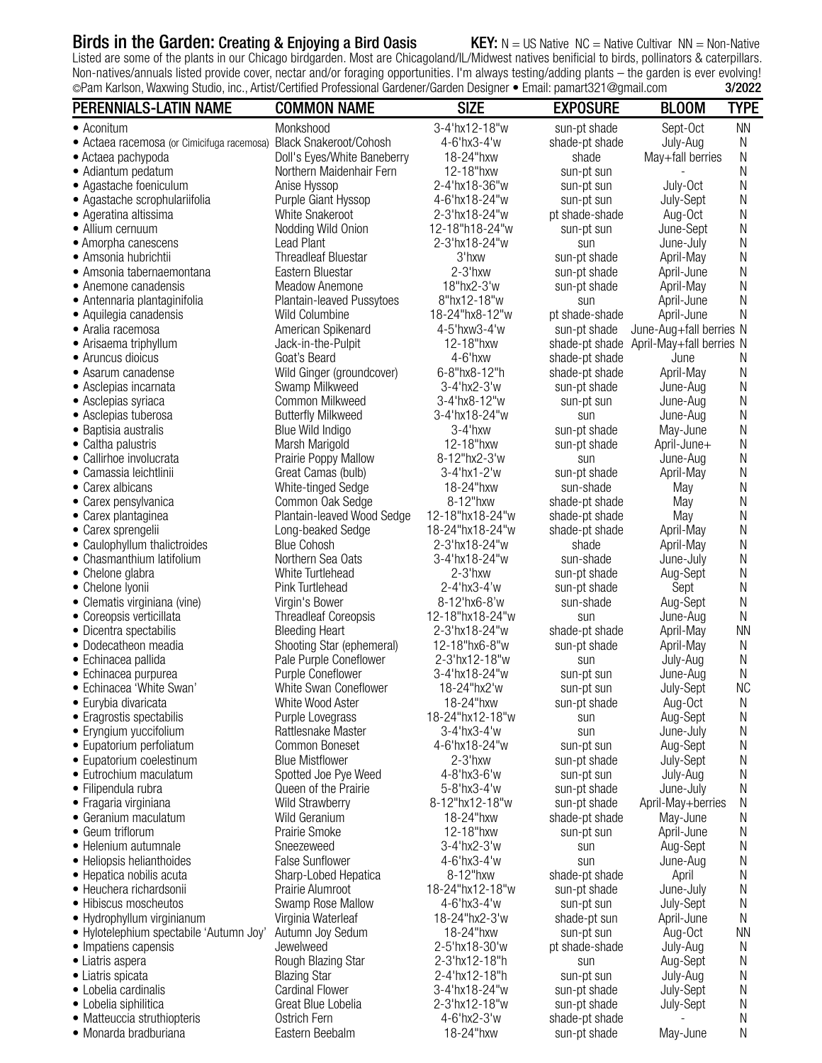# Birds in the Garden: Creating & Enjoying a Bird Oasis

**KEY:** N = US Native NC = Native Cultivar NN = Non-Native

Listed are some of the plants in our Chicago birdgarden. Most are Chicagoland/IL/Midwest natives benificial to birds, pollinators & caterpillars. Non-natives/annuals listed provide cover, nectar and/or foraging opportunities. I'm always testing/adding plants – the garden is ever evolving! ©Pam Karlson, Waxwing Studio, inc., Artist/Certified Professional Gardener/Garden Designer • Email: pamart321@gmail.com **3/2022**

| PERENNIALS-LATIN NAME | COMMON NAME | SIZE | EXPOSURE | BLOOM | TYPE |
|---|---|---|---|---|---|
| • Aconitum | Monkshood | 3-4'hx12-18"w | sun-pt shade | Sept-Oct | NN |
| • Actaea racemosa (or Cimicifuga racemosa) | Black Snakeroot/Cohosh | 4-6'hx3-4'w | shade-pt shade | July-Aug | N |
| • Actaea pachypoda | Doll's Eyes/White Baneberry | 18-24"hxw | shade | May+fall berries | N |
| • Adiantum pedatum | Northern Maidenhair Fern | 12-18"hxw | sun-pt sun | - | N |
| • Agastache foeniculum | Anise Hyssop | 2-4'hx18-36"w | sun-pt sun | July-Oct | N |
| • Agastache scrophulariifolia | Purple Giant Hyssop | 4-6'hx18-24"w | sun-pt sun | July-Sept | N |
| • Ageratina altissima | White Snakeroot | 2-3'hx18-24"w | pt shade-shade | Aug-Oct | N |
| • Allium cernuum | Nodding Wild Onion | 12-18"h18-24"w | sun-pt sun | June-Sept | N |
| • Amorpha canescens | Lead Plant | 2-3'hx18-24"w | sun | June-July | N |
| • Amsonia hubrichtii | Threadleaf Bluestar | 3'hxw | sun-pt shade | April-May | N |
| • Amsonia tabernaemontana | Eastern Bluestar | 2-3'hxw | sun-pt shade | April-June | N |
| • Anemone canadensis | Meadow Anemone | 18"hx2-3'w | sun-pt shade | April-May | N |
| • Antennaria plantaginifolia | Plantain-leaved Pussytoes | 8"hx12-18"w | sun | April-June | N |
| • Aquilegia canadensis | Wild Columbine | 18-24"hx8-12"w | pt shade-shade | April-June | N |
| • Aralia racemosa | American Spikenard | 4-5'hxw3-4'w | sun-pt shade | June-Aug+fall berries | N |
| • Arisaema triphyllum | Jack-in-the-Pulpit | 12-18"hxw | shade-pt shade | April-May+fall berries | N |
| • Aruncus dioicus | Goat's Beard | 4-6'hxw | shade-pt shade | June | N |
| • Asarum canadense | Wild Ginger (groundcover) | 6-8"hx8-12"h | shade-pt shade | April-May | N |
| • Asclepias incarnata | Swamp Milkweed | 3-4'hx2-3'w | sun-pt shade | June-Aug | N |
| • Asclepias syriaca | Common Milkweed | 3-4'hx8-12"w | sun-pt sun | June-Aug | N |
| • Asclepias tuberosa | Butterfly Milkweed | 3-4'hx18-24"w | sun | June-Aug | N |
| • Baptisia australis | Blue Wild Indigo | 3-4'hxw | sun-pt shade | May-June | N |
| • Caltha palustris | Marsh Marigold | 12-18"hxw | sun-pt shade | April-June+ | N |
| • Callirhoe involucrata | Prairie Poppy Mallow | 8-12"hx2-3'w | sun | June-Aug | N |
| • Camassia leichtlinii | Great Camas (bulb) | 3-4'hx1-2'w | sun-pt shade | April-May | N |
| • Carex albicans | White-tinged Sedge | 18-24"hxw | sun-shade | May | N |
| • Carex pensylvanica | Common Oak Sedge | 8-12"hxw | shade-pt shade | May | N |
| • Carex plantaginea | Plantain-leaved Wood Sedge | 12-18"hx18-24"w | shade-pt shade | May | N |
| • Carex sprengelii | Long-beaked Sedge | 18-24"hx18-24"w | shade-pt shade | April-May | N |
| • Caulophyllum thalictroides | Blue Cohosh | 2-3'hx18-24"w | shade | April-May | N |
| • Chasmanthium latifolium | Northern Sea Oats | 3-4'hx18-24"w | sun-shade | June-July | N |
| • Chelone glabra | White Turtlehead | 2-3'hxw | sun-pt shade | Aug-Sept | N |
| • Chelone lyonii | Pink Turtlehead | 2-4'hx3-4'w | sun-pt shade | Sept | N |
| • Clematis virginiana (vine) | Virgin's Bower | 8-12'hx6-8'w | sun-shade | Aug-Sept | N |
| • Coreopsis verticillata | Threadleaf Coreopsis | 12-18"hx18-24"w | sun | June-Aug | N |
| • Dicentra spectabilis | Bleeding Heart | 2-3'hx18-24"w | shade-pt shade | April-May | NN |
| • Dodecatheon meadia | Shooting Star (ephemeral) | 12-18"hx6-8"w | sun-pt shade | April-May | N |
| • Echinacea pallida | Pale Purple Coneflower | 2-3'hx12-18"w | sun | July-Aug | N |
| • Echinacea purpurea | Purple Coneflower | 3-4'hx18-24"w | sun-pt sun | June-Aug | N |
| • Echinacea 'White Swan' | White Swan Coneflower | 18-24"hx2'w | sun-pt sun | July-Sept | NC |
| • Eurybia divaricata | White Wood Aster | 18-24"hxw | sun-pt shade | Aug-Oct | N |
| • Eragrostis spectabilis | Purple Lovegrass | 18-24"hx12-18"w | sun | Aug-Sept | N |
| • Eryngium yuccifolium | Rattlesnake Master | 3-4'hx3-4'w | sun | June-July | N |
| • Eupatorium perfoliatum | Common Boneset | 4-6'hx18-24"w | sun-pt sun | Aug-Sept | N |
| • Eupatorium coelestinum | Blue Mistflower | 2-3'hxw | sun-pt shade | July-Sept | N |
| • Eutrochium maculatum | Spotted Joe Pye Weed | 4-8'hx3-6'w | sun-pt sun | July-Aug | N |
| • Filipendula rubra | Queen of the Prairie | 5-8'hx3-4'w | sun-pt shade | June-July | N |
| • Fragaria virginiana | Wild Strawberry | 8-12"hx12-18"w | sun-pt shade | April-May+berries | N |
| • Geranium maculatum | Wild Geranium | 18-24"hxw | shade-pt shade | May-June | N |
| • Geum triflorum | Prairie Smoke | 12-18"hxw | sun-pt sun | April-June | N |
| • Helenium autumnale | Sneezeweed | 3-4'hx2-3'w | sun | Aug-Sept | N |
| • Heliopsis helianthoides | False Sunflower | 4-6'hx3-4'w | sun | June-Aug | N |
| • Hepatica nobilis acuta | Sharp-Lobed Hepatica | 8-12"hxw | shade-pt shade | April | N |
| • Heuchera richardsonii | Prairie Alumroot | 18-24"hx12-18"w | sun-pt shade | June-July | N |
| • Hibiscus moscheutos | Swamp Rose Mallow | 4-6'hx3-4'w | sun-pt sun | July-Sept | N |
| • Hydrophyllum virginianum | Virginia Waterleaf | 18-24"hx2-3'w | shade-pt sun | April-June | N |
| • Hylotelephium spectabile 'Autumn Joy' | Autumn Joy Sedum | 18-24"hxw | sun-pt sun | Aug-Oct | NN |
| • Impatiens capensis | Jewelweed | 2-5'hx18-30'w | pt shade-shade | July-Aug | N |
| • Liatris aspera | Rough Blazing Star | 2-3'hx12-18"h | sun | Aug-Sept | N |
| • Liatris spicata | Blazing Star | 2-4'hx12-18"h | sun-pt sun | July-Aug | N |
| • Lobelia cardinalis | Cardinal Flower | 3-4'hx18-24"w | sun-pt shade | July-Sept | N |
| • Lobelia siphilitica | Great Blue Lobelia | 2-3'hx12-18"w | sun-pt shade | July-Sept | N |
| • Matteuccia struthiopteris | Ostrich Fern | 4-6'hx2-3'w | shade-pt shade | - | N |
| • Monarda bradburiana | Eastern Beebalm | 18-24"hxw | sun-pt shade | May-June | N |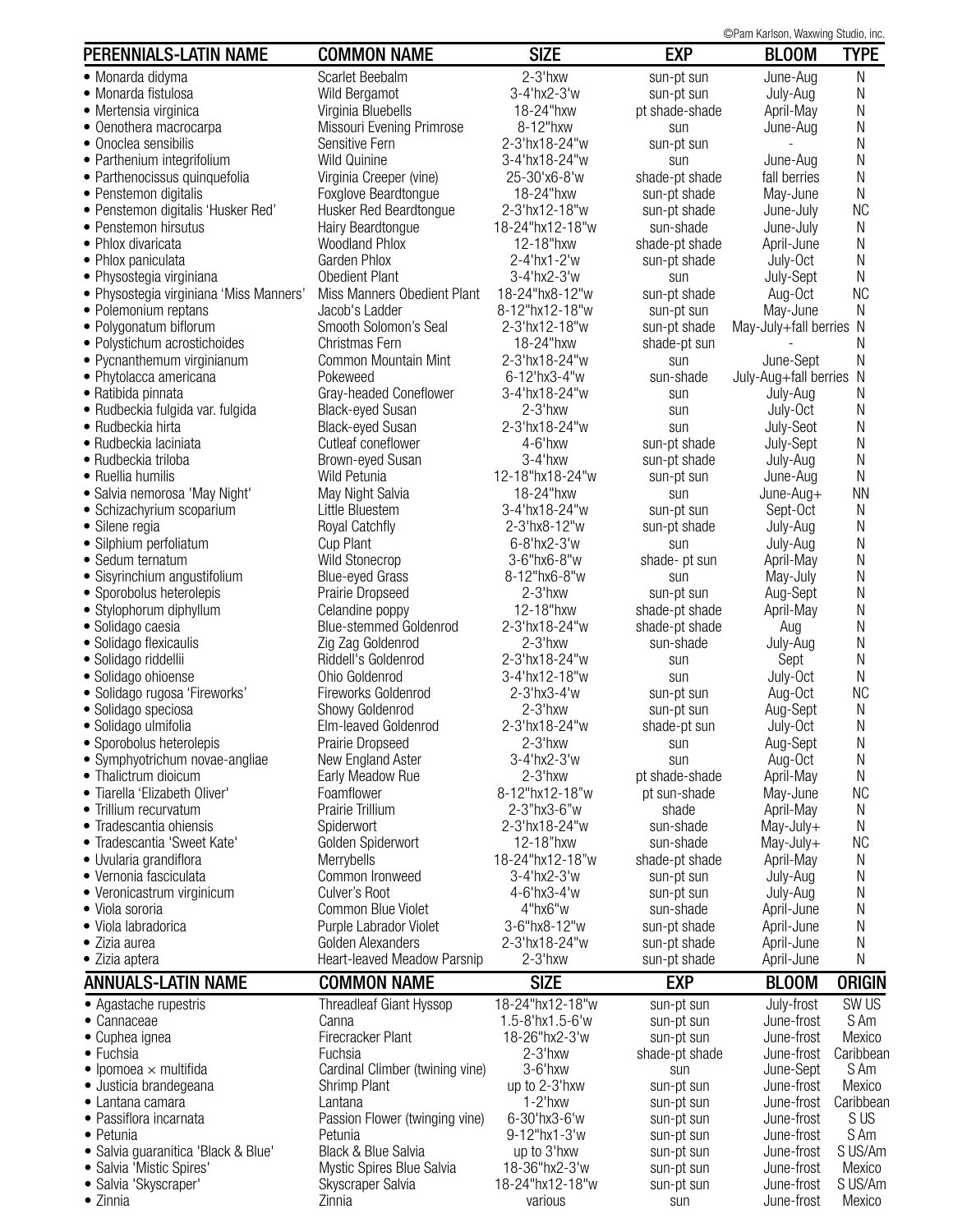©Pam Karlson, Waxwing Studio, inc.

| PERENNIALS-LATIN NAME | COMMON NAME | SIZE | EXP | BLOOM | TYPE |
|---|---|---|---|---|---|
| • Monarda didyma | Scarlet Beebalm | 2-3'hxw | sun-pt sun | June-Aug | N |
| • Monarda fistulosa | Wild Bergamot | 3-4'hx2-3'w | sun-pt sun | July-Aug | N |
| • Mertensia virginica | Virginia Bluebells | 18-24"hxw | pt shade-shade | April-May | N |
| • Oenothera macrocarpa | Missouri Evening Primrose | 8-12"hxw | sun | June-Aug | N |
| • Onoclea sensibilis | Sensitive Fern | 2-3'hx18-24"w | sun-pt sun | - | N |
| • Parthenium integrifolium | Wild Quinine | 3-4'hx18-24"w | sun | June-Aug | N |
| • Parthenocissus quinquefolia | Virginia Creeper (vine) | 25-30'x6-8'w | shade-pt shade | fall berries | N |
| • Penstemon digitalis | Foxglove Beardtongue | 18-24"hxw | sun-pt shade | May-June | N |
| • Penstemon digitalis 'Husker Red' | Husker Red Beardtongue | 2-3'hx12-18"w | sun-pt shade | June-July | NC |
| • Penstemon hirsutus | Hairy Beardtongue | 18-24"hx12-18"w | sun-shade | June-July | N |
| • Phlox divaricata | Woodland Phlox | 12-18"hxw | shade-pt shade | April-June | N |
| • Phlox paniculata | Garden Phlox | 2-4'hx1-2'w | sun-pt shade | July-Oct | N |
| • Physostegia virginiana | Obedient Plant | 3-4'hx2-3'w | sun | July-Sept | N |
| • Physostegia virginiana 'Miss Manners' | Miss Manners Obedient Plant | 18-24"hx8-12"w | sun-pt shade | Aug-Oct | NC |
| • Polemonium reptans | Jacob's Ladder | 8-12"hx12-18"w | sun-pt sun | May-June | N |
| • Polygonatum biflorum | Smooth Solomon's Seal | 2-3'hx12-18"w | sun-pt shade | May-July+fall berries | N |
| • Polystichum acrostichoides | Christmas Fern | 18-24"hxw | shade-pt sun | - | N |
| • Pycnanthemum virginianum | Common Mountain Mint | 2-3'hx18-24"w | sun | June-Sept | N |
| • Phytolacca americana | Pokeweed | 6-12'hx3-4"w | sun-shade | July-Aug+fall berries | N |
| • Ratibida pinnata | Gray-headed Coneflower | 3-4'hx18-24"w | sun | July-Aug | N |
| • Rudbeckia fulgida var. fulgida | Black-eyed Susan | 2-3'hxw | sun | July-Oct | N |
| • Rudbeckia hirta | Black-eyed Susan | 2-3'hx18-24"w | sun | July-Seot | N |
| • Rudbeckia laciniata | Cutleaf coneflower | 4-6'hxw | sun-pt shade | July-Sept | N |
| • Rudbeckia triloba | Brown-eyed Susan | 3-4'hxw | sun-pt shade | July-Aug | N |
| • Ruellia humilis | Wild Petunia | 12-18"hx18-24"w | sun-pt sun | June-Aug | N |
| • Salvia nemorosa 'May Night' | May Night Salvia | 18-24"hxw | sun | June-Aug+ | NN |
| • Schizachyrium scoparium | Little Bluestem | 3-4'hx18-24"w | sun-pt sun | Sept-Oct | N |
| • Silene regia | Royal Catchfly | 2-3'hx8-12"w | sun-pt shade | July-Aug | N |
| • Silphium perfoliatum | Cup Plant | 6-8'hx2-3'w | sun | July-Aug | N |
| • Sedum ternatum | Wild Stonecrop | 3-6"hx6-8"w | shade- pt sun | April-May | N |
| • Sisyrinchium angustifolium | Blue-eyed Grass | 8-12"hx6-8"w | sun | May-July | N |
| • Sporobolus heterolepis | Prairie Dropseed | 2-3'hxw | sun-pt sun | Aug-Sept | N |
| • Stylophorum diphyllum | Celandine poppy | 12-18"hxw | shade-pt shade | April-May | N |
| • Solidago caesia | Blue-stemmed Goldenrod | 2-3'hx18-24"w | shade-pt shade | Aug | N |
| • Solidago flexicaulis | Zig Zag Goldenrod | 2-3'hxw | sun-shade | July-Aug | N |
| • Solidago riddellii | Riddell's Goldenrod | 2-3'hx18-24"w | sun | Sept | N |
| • Solidago ohioense | Ohio Goldenrod | 3-4'hx12-18"w | sun | July-Oct | N |
| • Solidago rugosa 'Fireworks' | Fireworks Goldenrod | 2-3'hx3-4'w | sun-pt sun | Aug-Oct | NC |
| • Solidago speciosa | Showy Goldenrod | 2-3'hxw | sun-pt sun | Aug-Sept | N |
| • Solidago ulmifolia | Elm-leaved Goldenrod | 2-3'hx18-24"w | shade-pt sun | July-Oct | N |
| • Sporobolus heterolepis | Prairie Dropseed | 2-3'hxw | sun | Aug-Sept | N |
| • Symphyotrichum novae-angliae | New England Aster | 3-4'hx2-3'w | sun | Aug-Oct | N |
| • Thalictrum dioicum | Early Meadow Rue | 2-3'hxw | pt shade-shade | April-May | N |
| • Tiarella 'Elizabeth Oliver' | Foamflower | 8-12"hx12-18"w | pt sun-shade | May-June | NC |
| • Trillium recurvatum | Prairie Trillium | 2-3"hx3-6"w | shade | April-May | N |
| • Tradescantia ohiensis | Spiderwort | 2-3'hx18-24"w | sun-shade | May-July+ | N |
| • Tradescantia 'Sweet Kate' | Golden Spiderwort | 12-18"hxw | sun-shade | May-July+ | NC |
| • Uvularia grandiflora | Merrybells | 18-24"hx12-18"w | shade-pt shade | April-May | N |
| • Vernonia fasciculata | Common Ironweed | 3-4'hx2-3'w | sun-pt sun | July-Aug | N |
| • Veronicastrum virginicum | Culver's Root | 4-6'hx3-4'w | sun-pt sun | July-Aug | N |
| • Viola sororia | Common Blue Violet | 4"hx6"w | sun-shade | April-June | N |
| • Viola labradorica | Purple Labrador Violet | 3-6"hx8-12"w | sun-pt shade | April-June | N |
| • Zizia aurea | Golden Alexanders | 2-3'hx18-24"w | sun-pt shade | April-June | N |
| • Zizia aptera | Heart-leaved Meadow Parsnip | 2-3'hxw | sun-pt shade | April-June | N |

| ANNUALS-LATIN NAME | COMMON NAME | SIZE | EXP | BLOOM | ORIGIN |
|---|---|---|---|---|---|
| • Agastache rupestris | Threadleaf Giant Hyssop | 18-24"hx12-18"w | sun-pt sun | July-frost | SW US |
| • Cannaceae | Canna | 1.5-8'hx1.5-6'w | sun-pt sun | June-frost | S Am |
| • Cuphea ignea | Firecracker Plant | 18-26"hx2-3'w | sun-pt sun | June-frost | Mexico |
| • Fuchsia | Fuchsia | 2-3'hxw | shade-pt shade | June-frost | Caribbean |
| • Ipomoea × multifida | Cardinal Climber (twining vine) | 3-6'hxw | sun | June-Sept | S Am |
| • Justicia brandegeana | Shrimp Plant | up to 2-3'hxw | sun-pt sun | June-frost | Mexico |
| • Lantana camara | Lantana | 1-2'hxw | sun-pt sun | June-frost | Caribbean |
| • Passiflora incarnata | Passion Flower (twinging vine) | 6-30'hx3-6'w | sun-pt sun | June-frost | S US |
| • Petunia | Petunia | 9-12"hx1-3'w | sun-pt sun | June-frost | S Am |
| • Salvia guaranitica 'Black & Blue' | Black & Blue Salvia | up to 3'hxw | sun-pt sun | June-frost | S US/Am |
| • Salvia 'Mistic Spires' | Mystic Spires Blue Salvia | 18-36"hx2-3'w | sun-pt sun | June-frost | Mexico |
| • Salvia 'Skyscraper' | Skyscraper Salvia | 18-24"hx12-18"w | sun-pt sun | June-frost | S US/Am |
| • Zinnia | Zinnia | various | sun | June-frost | Mexico |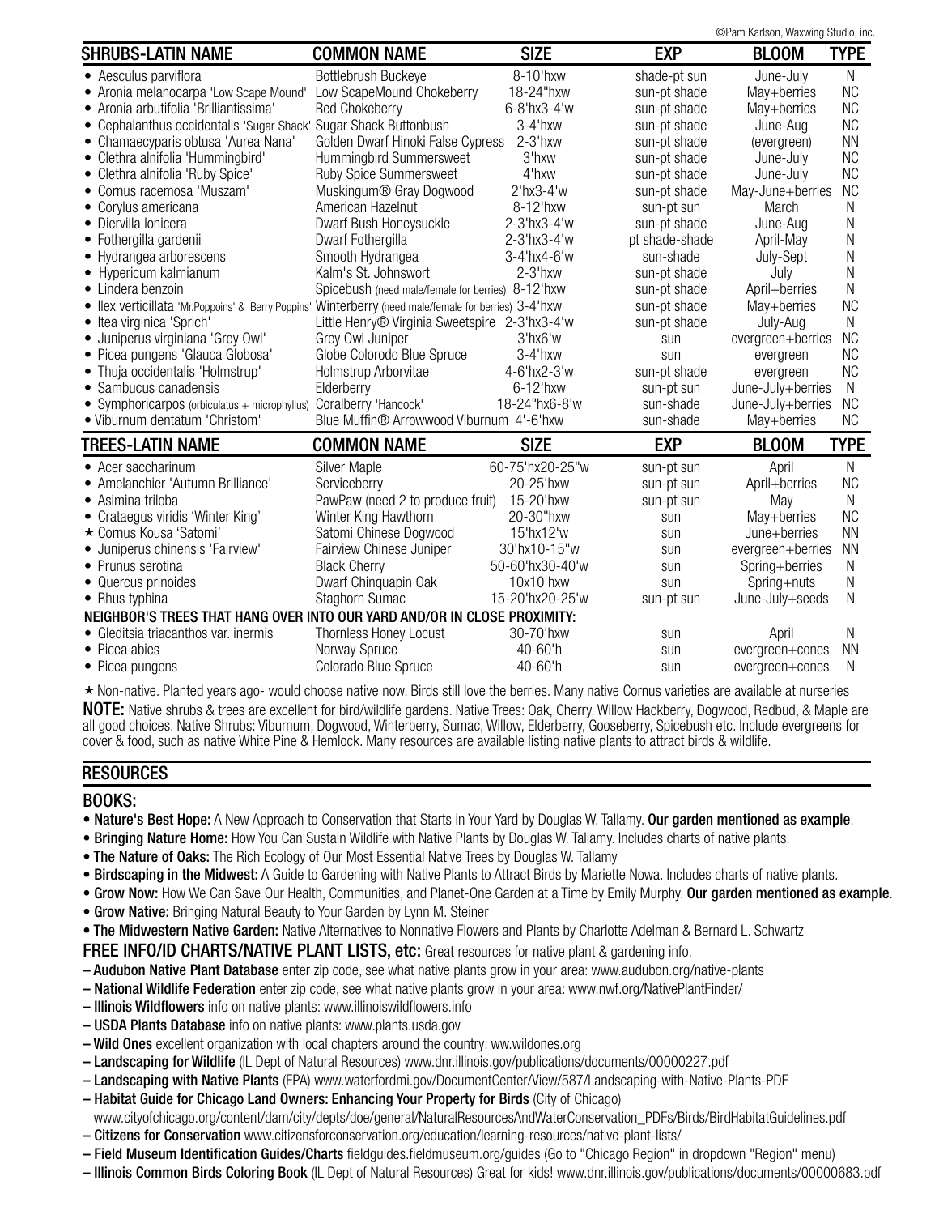©Pam Karlson, Waxwing Studio, inc.

| SHRUBS-LATIN NAME | COMMON NAME | SIZE | EXP | BLOOM | TYPE |
|---|---|---|---|---|---|
| • Aesculus parviflora | Bottlebrush Buckeye | 8-10'hxw | shade-pt sun | June-July | N |
| • Aronia melanocarpa 'Low Scape Mound' | Low ScapeMound Chokeberry | 18-24"hxw | sun-pt shade | May+berries | NC |
| • Aronia arbutifolia 'Brilliantissima' | Red Chokeberry | 6-8'hx3-4'w | sun-pt shade | May+berries | NC |
| • Cephalanthus occidentalis 'Sugar Shack' | Sugar Shack Buttonbush | 3-4'hxw | sun-pt shade | June-Aug | NC |
| • Chamaecyparis obtusa 'Aurea Nana' | Golden Dwarf Hinoki False Cypress | 2-3'hxw | sun-pt shade | (evergreen) | NN |
| • Clethra alnifolia 'Hummingbird' | Hummingbird Summersweet | 3'hxw | sun-pt shade | June-July | NC |
| • Clethra alnifolia 'Ruby Spice' | Ruby Spice Summersweet | 4'hxw | sun-pt shade | June-July | NC |
| • Cornus racemosa 'Muszam' | Muskingum® Gray Dogwood | 2'hx3-4'w | sun-pt shade | May-June+berries | NC |
| • Corylus americana | American Hazelnut | 8-12'hxw | sun-pt sun | March | N |
| • Diervilla lonicera | Dwarf Bush Honeysuckle | 2-3'hx3-4'w | sun-pt shade | June-Aug | N |
| • Fothergilla gardenii | Dwarf Fothergilla | 2-3'hx3-4'w | pt shade-shade | April-May | N |
| • Hydrangea arborescens | Smooth Hydrangea | 3-4'hx4-6'w | sun-shade | July-Sept | N |
| • Hypericum kalmianum | Kalm's St. Johnswort | 2-3'hxw | sun-pt shade | July | N |
| • Lindera benzoin | Spicebush (need male/female for berries) | 8-12'hxw | sun-pt shade | April+berries | N |
| • Ilex verticillata 'Mr.Poppoins' & 'Berry Poppins' | Winterberry (need male/female for berries) | 3-4'hxw | sun-pt shade | May+berries | NC |
| • Itea virginica 'Sprich' | Little Henry® Virginia Sweetspire | 2-3'hx3-4'w | sun-pt shade | July-Aug | N |
| • Juniperus virginiana 'Grey Owl' | Grey Owl Juniper | 3'hx6'w | sun | evergreen+berries | NC |
| • Picea pungens 'Glauca Globosa' | Globe Colorodo Blue Spruce | 3-4'hxw | sun | evergreen | NC |
| • Thuja occidentalis 'Holmstrup' | Holmstrup Arborvitae | 4-6'hx2-3'w | sun-pt shade | evergreen | NC |
| • Sambucus canadensis | Elderberry | 6-12'hxw | sun-pt sun | June-July+berries | N |
| • Symphoricarpos (orbiculatus + microphyllus) | Coralberry 'Hancock' | 18-24"hx6-8'w | sun-shade | June-July+berries | NC |
| • Viburnum dentatum 'Christom' | Blue Muffin® Arrowwood Viburnum | 4'-6'hxw | sun-shade | May+berries | NC |

| TREES-LATIN NAME | COMMON NAME | SIZE | EXP | BLOOM | TYPE |
|---|---|---|---|---|---|
| • Acer saccharinum | Silver Maple | 60-75'hx20-25"w | sun-pt sun | April | N |
| • Amelanchier 'Autumn Brilliance' | Serviceberry | 20-25'hxw | sun-pt sun | April+berries | NC |
| • Asimina triloba | PawPaw (need 2 to produce fruit) | 15-20'hxw | sun-pt sun | May | N |
| • Crataegus viridis 'Winter King' | Winter King Hawthorn | 20-30"hxw | sun | May+berries | NC |
| * Cornus Kousa 'Satomi' | Satomi Chinese Dogwood | 15'hx12'w | sun | June+berries | NN |
| • Juniperus chinensis 'Fairview' | Fairview Chinese Juniper | 30'hx10-15"w | sun | evergreen+berries | NN |
| • Prunus serotina | Black Cherry | 50-60'hx30-40'w | sun | Spring+berries | N |
| • Quercus prinoides | Dwarf Chinquapin Oak | 10x10'hxw | sun | Spring+nuts | N |
| • Rhus typhina | Staghorn Sumac | 15-20'hx20-25'w | sun-pt sun | June-July+seeds | N |
| **NEIGHBOR'S TREES THAT HANG OVER INTO OUR YARD AND/OR IN CLOSE PROXIMITY:** | | | | | |
| • Gleditsia triacanthos var. inermis | Thornless Honey Locust | 30-70'hxw | sun | April | N |
| • Picea abies | Norway Spruce | 40-60'h | sun | evergreen+cones | NN |
| • Picea pungens | Colorado Blue Spruce | 40-60'h | sun | evergreen+cones | N |

* Non-native. Planted years ago- would choose native now. Birds still love the berries. Many native Cornus varieties are available at nurseries

**NOTE:** Native shrubs & trees are excellent for bird/wildlife gardens. Native Trees: Oak, Cherry, Willow Hackberry, Dogwood, Redbud, & Maple are all good choices. Native Shrubs: Viburnum, Dogwood, Winterberry, Sumac, Willow, Elderberry, Gooseberry, Spicebush etc. Include evergreens for cover & food, such as native White Pine & Hemlock. Many resources are available listing native plants to attract birds & wildlife.

## RESOURCES

### BOOKS:

- **Nature's Best Hope:** A New Approach to Conservation that Starts in Your Yard by Douglas W. Tallamy. **Our garden mentioned as example**.
- **Bringing Nature Home:** How You Can Sustain Wildlife with Native Plants by Douglas W. Tallamy. Includes charts of native plants.
- **The Nature of Oaks:** The Rich Ecology of Our Most Essential Native Trees by Douglas W. Tallamy
- **Birdscaping in the Midwest:** A Guide to Gardening with Native Plants to Attract Birds by Mariette Nowa. Includes charts of native plants.
- **Grow Now:** How We Can Save Our Health, Communities, and Planet-One Garden at a Time by Emily Murphy. **Our garden mentioned as example**.
- **Grow Native:** Bringing Natural Beauty to Your Garden by Lynn M. Steiner
- **The Midwestern Native Garden:** Native Alternatives to Nonnative Flowers and Plants by Charlotte Adelman & Bernard L. Schwartz

### FREE INFO/ID CHARTS/NATIVE PLANT LISTS, etc: Great resources for native plant & gardening info.

– **Audubon Native Plant Database** enter zip code, see what native plants grow in your area: www.audubon.org/native-plants
– **National Wildlife Federation** enter zip code, see what native plants grow in your area: www.nwf.org/NativePlantFinder/
– **Illinois Wildflowers** info on native plants: www.illinoiswildflowers.info
– **USDA Plants Database** info on native plants: www.plants.usda.gov
– **Wild Ones** excellent organization with local chapters around the country: ww.wildones.org
– **Landscaping for Wildlife** (IL Dept of Natural Resources) www.dnr.illinois.gov/publications/documents/00000227.pdf
– **Landscaping with Native Plants** (EPA) www.waterfordmi.gov/DocumentCenter/View/587/Landscaping-with-Native-Plants-PDF
– **Habitat Guide for Chicago Land Owners: Enhancing Your Property for Birds** (City of Chicago) www.cityofchicago.org/content/dam/city/depts/doe/general/NaturalResourcesAndWaterConservation_PDFs/Birds/BirdHabitatGuidelines.pdf
– **Citizens for Conservation** www.citizensforconservation.org/education/learning-resources/native-plant-lists/
– **Field Museum Identification Guides/Charts** fieldguides.fieldmuseum.org/guides (Go to "Chicago Region" in dropdown "Region" menu)
– **Illinois Common Birds Coloring Book** (IL Dept of Natural Resources) Great for kids! www.dnr.illinois.gov/publications/documents/00000683.pdf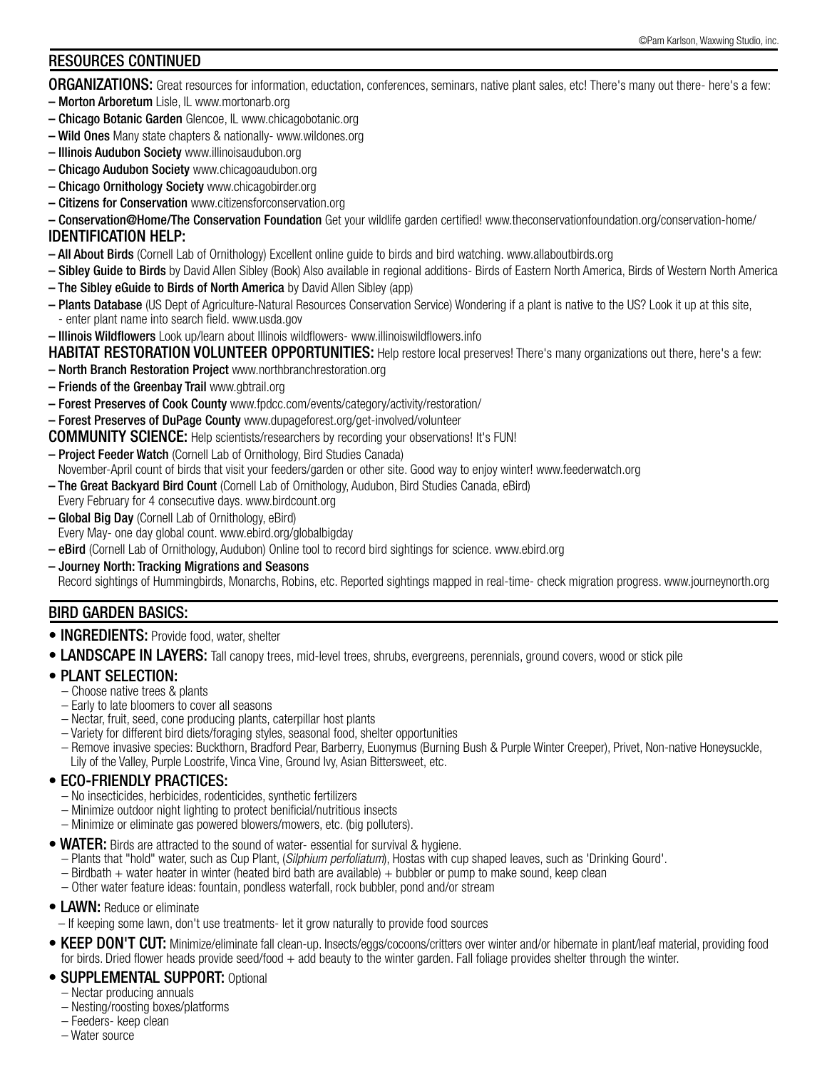## RESOURCES CONTINUED

**ORGANIZATIONS:** Great resources for information, eductation, conferences, seminars, native plant sales, etc! There's many out there- here's a few:

- **Morton Arboretum** Lisle, IL www.mortonarb.org
- **Chicago Botanic Garden** Glencoe, IL www.chicagobotanic.org
- **Wild Ones** Many state chapters & nationally- www.wildones.org
- **Illinois Audubon Society** www.illinoisaudubon.org
- **Chicago Audubon Society** www.chicagoaudubon.org
- **Chicago Ornithology Society** www.chicagobirder.org
- **Citizens for Conservation** www.citizensforconservation.org
- **Conservation@Home/The Conservation Foundation** Get your wildlife garden certified! www.theconservationfoundation.org/conservation-home/

**IDENTIFICATION HELP:**

- **All About Birds** (Cornell Lab of Ornithology) Excellent online guide to birds and bird watching. www.allaboutbirds.org
- **Sibley Guide to Birds** by David Allen Sibley (Book) Also available in regional additions- Birds of Eastern North America, Birds of Western North America
- **The Sibley eGuide to Birds of North America** by David Allen Sibley (app)
- **Plants Database** (US Dept of Agriculture-Natural Resources Conservation Service) Wondering if a plant is native to the US? Look it up at this site, - enter plant name into search field. www.usda.gov
- **Illinois Wildflowers** Look up/learn about Illinois wildflowers- www.illinoiswildflowers.info

**HABITAT RESTORATION VOLUNTEER OPPORTUNITIES:** Help restore local preserves! There's many organizations out there, here's a few:

- **North Branch Restoration Project** www.northbranchrestoration.org
- **Friends of the Greenbay Trail** www.gbtrail.org
- **Forest Preserves of Cook County** www.fpdcc.com/events/category/activity/restoration/
- **Forest Preserves of DuPage County** www.dupageforest.org/get-involved/volunteer

**COMMUNITY SCIENCE:** Help scientists/researchers by recording your observations! It's FUN!

- **Project Feeder Watch** (Cornell Lab of Ornithology, Bird Studies Canada)
  November-April count of birds that visit your feeders/garden or other site. Good way to enjoy winter! www.feederwatch.org
- **The Great Backyard Bird Count** (Cornell Lab of Ornithology, Audubon, Bird Studies Canada, eBird)
  Every February for 4 consecutive days. www.birdcount.org
- **Global Big Day** (Cornell Lab of Ornithology, eBird)
  Every May- one day global count. www.ebird.org/globalbigday
- **eBird** (Cornell Lab of Ornithology, Audubon) Online tool to record bird sightings for science. www.ebird.org
- **Journey North: Tracking Migrations and Seasons**
  Record sightings of Hummingbirds, Monarchs, Robins, etc. Reported sightings mapped in real-time- check migration progress. www.journeynorth.org

## BIRD GARDEN BASICS:

- **INGREDIENTS:** Provide food, water, shelter
- **LANDSCAPE IN LAYERS:** Tall canopy trees, mid-level trees, shrubs, evergreens, perennials, ground covers, wood or stick pile
- **PLANT SELECTION:**
  - Choose native trees & plants
  - Early to late bloomers to cover all seasons
  - Nectar, fruit, seed, cone producing plants, caterpillar host plants
  - Variety for different bird diets/foraging styles, seasonal food, shelter opportunities
  - Remove invasive species: Buckthorn, Bradford Pear, Barberry, Euonymus (Burning Bush & Purple Winter Creeper), Privet, Non-native Honeysuckle, Lily of the Valley, Purple Loostrife, Vinca Vine, Ground Ivy, Asian Bittersweet, etc.
- **ECO-FRIENDLY PRACTICES:**
  - No insecticides, herbicides, rodenticides, synthetic fertilizers
  - Minimize outdoor night lighting to protect benificial/nutritious insects
  - Minimize or eliminate gas powered blowers/mowers, etc. (big polluters).
- **WATER:** Birds are attracted to the sound of water- essential for survival & hygiene.
  - Plants that "hold" water, such as Cup Plant, (*Silphium perfoliatum*), Hostas with cup shaped leaves, such as 'Drinking Gourd'.
  - Birdbath + water heater in winter (heated bird bath are available) + bubbler or pump to make sound, keep clean
  - Other water feature ideas: fountain, pondless waterfall, rock bubbler, pond and/or stream
- **LAWN:** Reduce or eliminate
  - If keeping some lawn, don't use treatments- let it grow naturally to provide food sources
- **KEEP DON'T CUT:** Minimize/eliminate fall clean-up. Insects/eggs/cocoons/critters over winter and/or hibernate in plant/leaf material, providing food for birds. Dried flower heads provide seed/food + add beauty to the winter garden. Fall foliage provides shelter through the winter.
- **SUPPLEMENTAL SUPPORT:** Optional
  - Nectar producing annuals
  - Nesting/roosting boxes/platforms
  - Feeders- keep clean
  - Water source